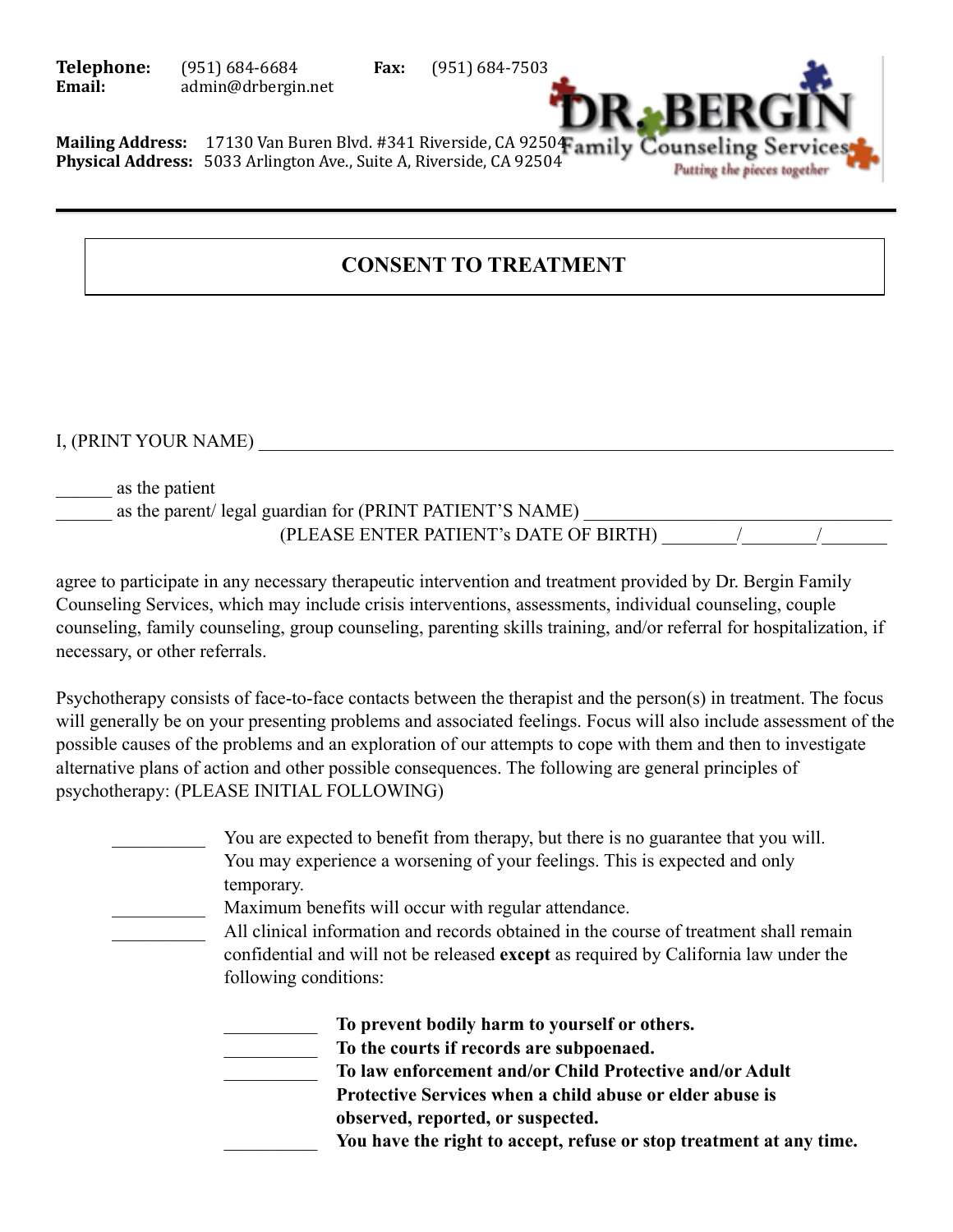**Telephone:** (951) 684-6684 **Fax:** (951) 684-7503
**Email:** admin@drbergin.net

**Mailing Address:** 17130 Van Buren Blvd. #341 Riverside, CA 92504
**Physical Address:** 5033 Arlington Ave., Suite A, Riverside, CA 92504

DR. BERGIN
Family Counseling Services
*Putting the pieces together*

# CONSENT TO TREATMENT

I, (PRINT YOUR NAME) ___________________________________________________________

______ as the patient
______ as the parent/ legal guardian for (PRINT PATIENT'S NAME) ________________________________
(PLEASE ENTER PATIENT's DATE OF BIRTH) ________/________/_______

agree to participate in any necessary therapeutic intervention and treatment provided by Dr. Bergin Family Counseling Services, which may include crisis interventions, assessments, individual counseling, couple counseling, family counseling, group counseling, parenting skills training, and/or referral for hospitalization, if necessary, or other referrals.

Psychotherapy consists of face-to-face contacts between the therapist and the person(s) in treatment. The focus will generally be on your presenting problems and associated feelings. Focus will also include assessment of the possible causes of the problems and an exploration of our attempts to cope with them and then to investigate alternative plans of action and other possible consequences. The following are general principles of psychotherapy: (PLEASE INITIAL FOLLOWING)

- __________ You are expected to benefit from therapy, but there is no guarantee that you will. You may experience a worsening of your feelings. This is expected and only temporary.
- __________ Maximum benefits will occur with regular attendance.
- __________ All clinical information and records obtained in the course of treatment shall remain confidential and will not be released **except** as required by California law under the following conditions:
  - __________ **To prevent bodily harm to yourself or others.**
  - __________ **To the courts if records are subpoenaed.**
  - __________ **To law enforcement and/or Child Protective and/or Adult Protective Services when a child abuse or elder abuse is observed, reported, or suspected.**
  - __________ **You have the right to accept, refuse or stop treatment at any time.**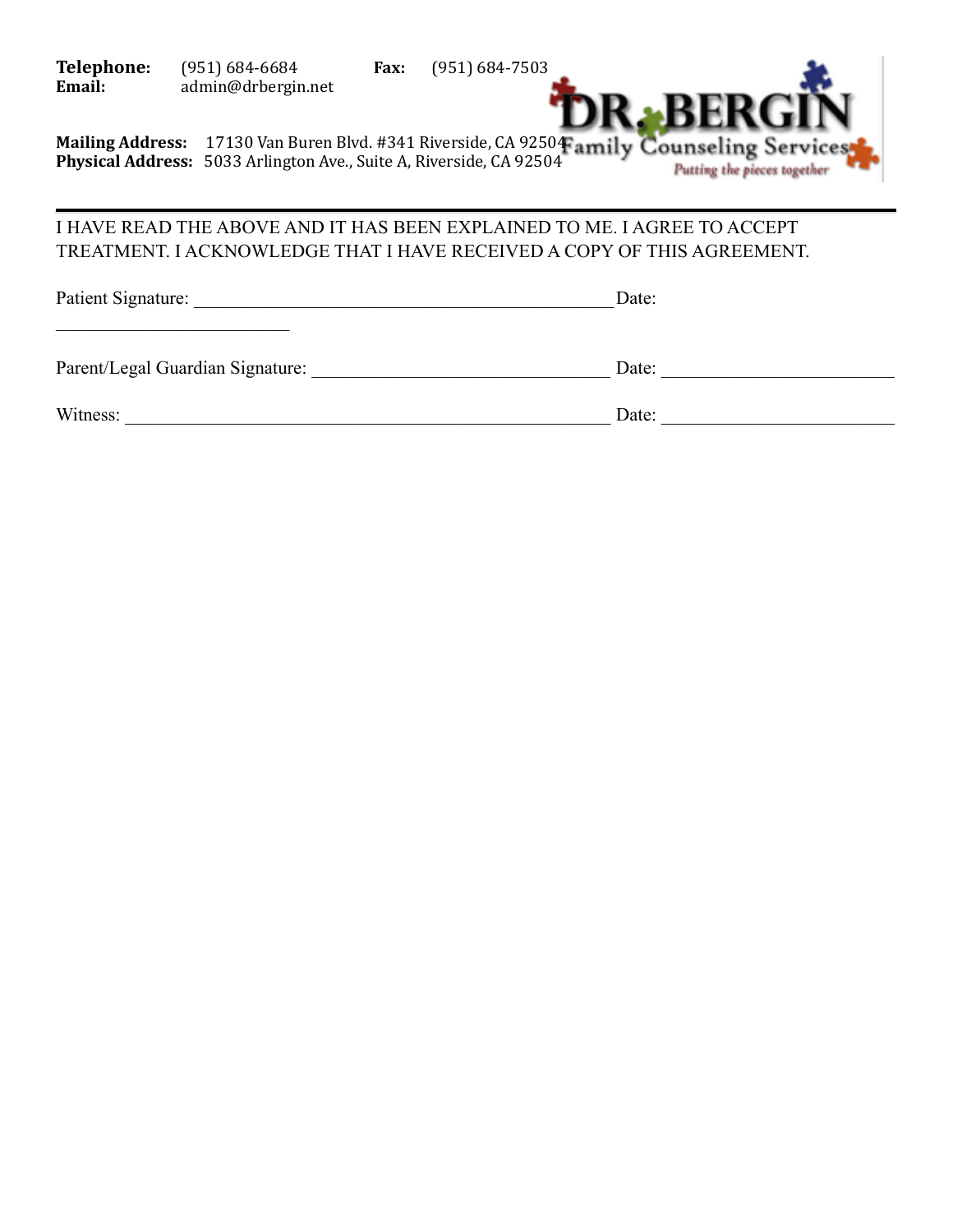**Telephone:** (951) 684-6684 **Fax:** (951) 684-7503
**Email:** admin@drbergin.net

**Mailing Address:** 17130 Van Buren Blvd. #341 Riverside, CA 92504
**Physical Address:** 5033 Arlington Ave., Suite A, Riverside, CA 92504

DR. BERGIN Family Counseling Services
*Putting the pieces together*

---

I HAVE READ THE ABOVE AND IT HAS BEEN EXPLAINED TO ME. I AGREE TO ACCEPT TREATMENT. I ACKNOWLEDGE THAT I HAVE RECEIVED A COPY OF THIS AGREEMENT.

Patient Signature: ______________________________________________ Date: ________________________

Parent/Legal Guardian Signature: ________________________________ Date: ________________________

Witness: ______________________________________________________ Date: ________________________